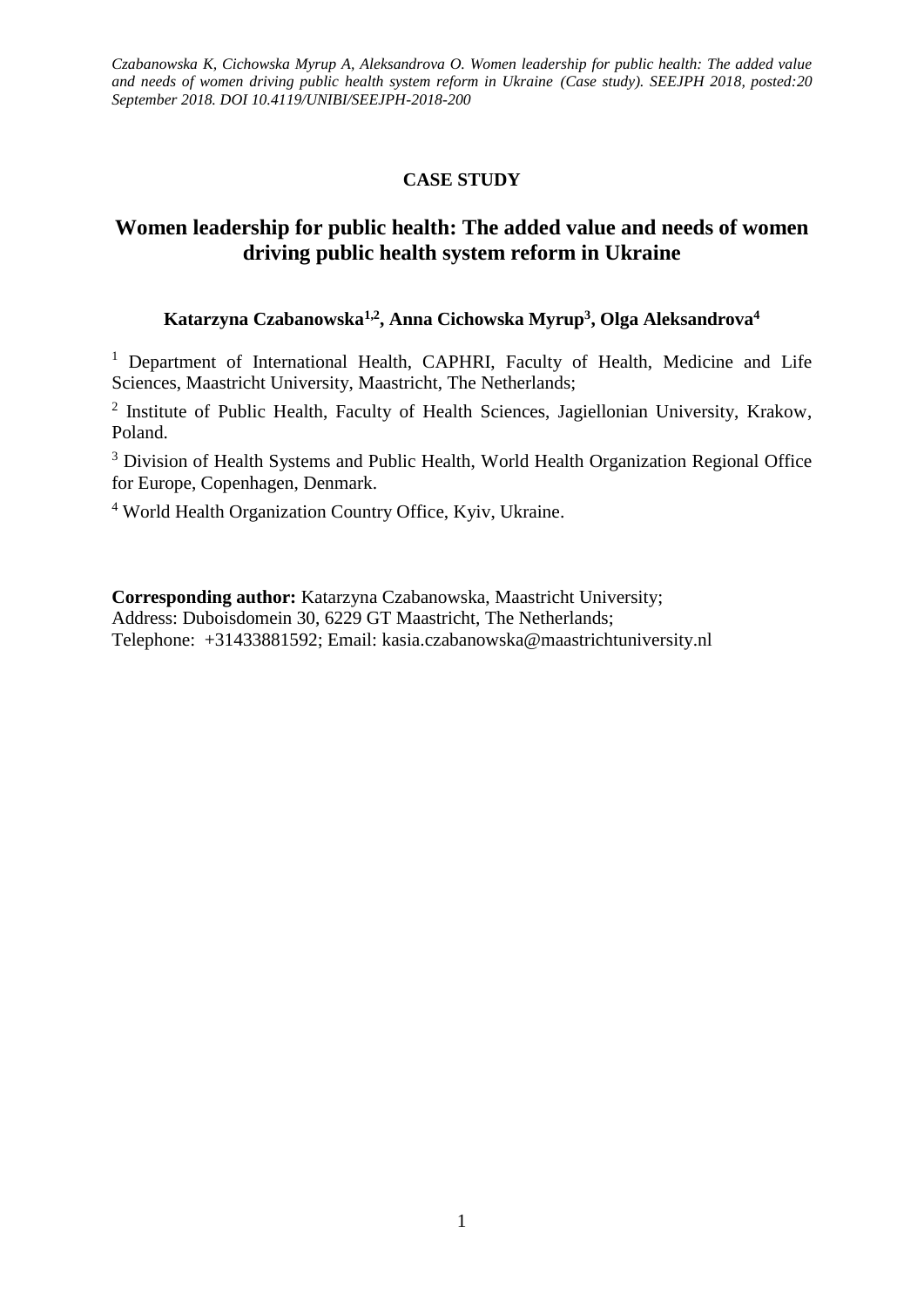**CASE STUDY**

# Women leadership for public health: The added value and needs of women driving public health system reform in Ukraine

**Katarzyna Czabanowska[1,2], Anna Cichowska Myrup[3], Olga Aleksandrova[4]**

[1] Department of International Health, CAPHRI, Faculty of Health, Medicine and Life Sciences, Maastricht University, Maastricht, The Netherlands;

[2] Institute of Public Health, Faculty of Health Sciences, Jagiellonian University, Krakow, Poland.

[3] Division of Health Systems and Public Health, World Health Organization Regional Office for Europe, Copenhagen, Denmark.

[4] World Health Organization Country Office, Kyiv, Ukraine.

**Corresponding author:** Katarzyna Czabanowska, Maastricht University;
Address: Duboisdomein 30, 6229 GT Maastricht, The Netherlands;
Telephone: +31433881592; Email: kasia.czabanowska@maastrichtuniversity.nl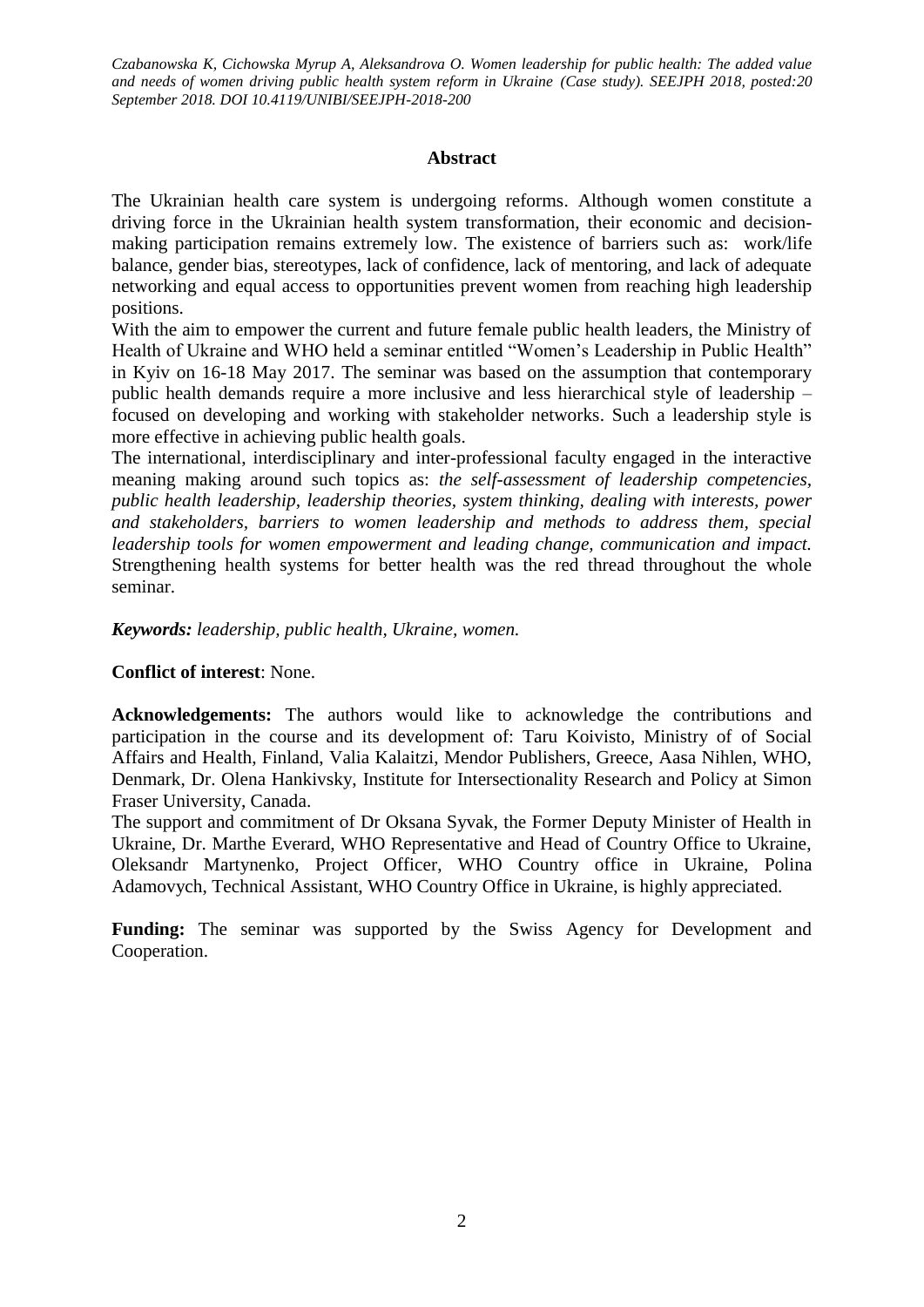## Abstract

The Ukrainian health care system is undergoing reforms. Although women constitute a driving force in the Ukrainian health system transformation, their economic and decision-making participation remains extremely low. The existence of barriers such as: work/life balance, gender bias, stereotypes, lack of confidence, lack of mentoring, and lack of adequate networking and equal access to opportunities prevent women from reaching high leadership positions.

With the aim to empower the current and future female public health leaders, the Ministry of Health of Ukraine and WHO held a seminar entitled "Women's Leadership in Public Health" in Kyiv on 16-18 May 2017. The seminar was based on the assumption that contemporary public health demands require a more inclusive and less hierarchical style of leadership – focused on developing and working with stakeholder networks. Such a leadership style is more effective in achieving public health goals.

The international, interdisciplinary and inter-professional faculty engaged in the interactive meaning making around such topics as: *the self-assessment of leadership competencies, public health leadership, leadership theories, system thinking, dealing with interests, power and stakeholders, barriers to women leadership and methods to address them, special leadership tools for women empowerment and leading change, communication and impact.* Strengthening health systems for better health was the red thread throughout the whole seminar.

***Keywords:*** *leadership, public health, Ukraine, women.*

**Conflict of interest**: None.

**Acknowledgements:** The authors would like to acknowledge the contributions and participation in the course and its development of: Taru Koivisto, Ministry of of Social Affairs and Health, Finland, Valia Kalaitzi, Mendor Publishers, Greece, Aasa Nihlen, WHO, Denmark, Dr. Olena Hankivsky, Institute for Intersectionality Research and Policy at Simon Fraser University, Canada.

The support and commitment of Dr Oksana Syvak, the Former Deputy Minister of Health in Ukraine, Dr. Marthe Everard, WHO Representative and Head of Country Office to Ukraine, Oleksandr Martynenko, Project Officer, WHO Country office in Ukraine, Polina Adamovych, Technical Assistant, WHO Country Office in Ukraine, is highly appreciated.

**Funding:** The seminar was supported by the Swiss Agency for Development and Cooperation.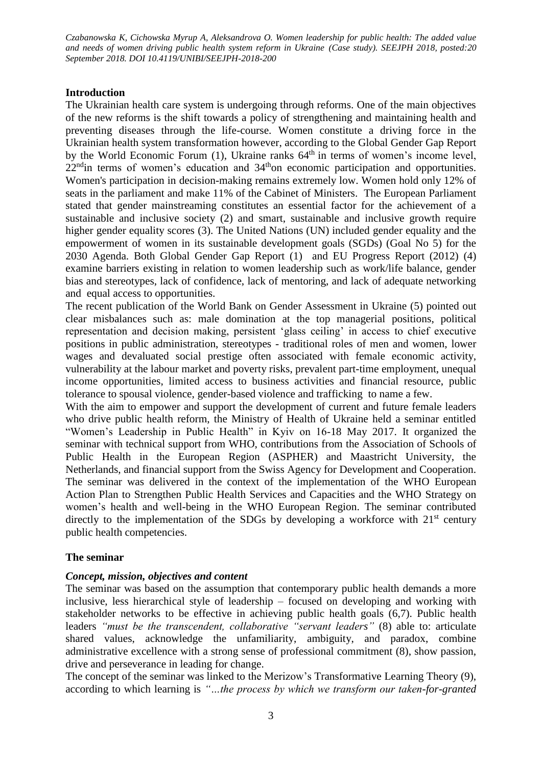## Introduction

The Ukrainian health care system is undergoing through reforms. One of the main objectives of the new reforms is the shift towards a policy of strengthening and maintaining health and preventing diseases through the life-course. Women constitute a driving force in the Ukrainian health system transformation however, according to the Global Gender Gap Report by the World Economic Forum (1), Ukraine ranks 64th in terms of women's income level, 22ndin terms of women's education and 34thon economic participation and opportunities. Women's participation in decision-making remains extremely low. Women hold only 12% of seats in the parliament and make 11% of the Cabinet of Ministers. The European Parliament stated that gender mainstreaming constitutes an essential factor for the achievement of a sustainable and inclusive society (2) and smart, sustainable and inclusive growth require higher gender equality scores (3). The United Nations (UN) included gender equality and the empowerment of women in its sustainable development goals (SGDs) (Goal No 5) for the 2030 Agenda. Both Global Gender Gap Report (1) and EU Progress Report (2012) (4) examine barriers existing in relation to women leadership such as work/life balance, gender bias and stereotypes, lack of confidence, lack of mentoring, and lack of adequate networking and equal access to opportunities.

The recent publication of the World Bank on Gender Assessment in Ukraine (5) pointed out clear misbalances such as: male domination at the top managerial positions, political representation and decision making, persistent 'glass ceiling' in access to chief executive positions in public administration, stereotypes - traditional roles of men and women, lower wages and devaluated social prestige often associated with female economic activity, vulnerability at the labour market and poverty risks, prevalent part-time employment, unequal income opportunities, limited access to business activities and financial resource, public tolerance to spousal violence, gender-based violence and trafficking to name a few.

With the aim to empower and support the development of current and future female leaders who drive public health reform, the Ministry of Health of Ukraine held a seminar entitled "Women's Leadership in Public Health" in Kyiv on 16-18 May 2017. It organized the seminar with technical support from WHO, contributions from the Association of Schools of Public Health in the European Region (ASPHER) and Maastricht University, the Netherlands, and financial support from the Swiss Agency for Development and Cooperation. The seminar was delivered in the context of the implementation of the WHO European Action Plan to Strengthen Public Health Services and Capacities and the WHO Strategy on women's health and well-being in the WHO European Region. The seminar contributed directly to the implementation of the SDGs by developing a workforce with 21st century public health competencies.

## The seminar

### *Concept, mission, objectives and content*

The seminar was based on the assumption that contemporary public health demands a more inclusive, less hierarchical style of leadership – focused on developing and working with stakeholder networks to be effective in achieving public health goals (6,7). Public health leaders *"must be the transcendent, collaborative "servant leaders"* (8) able to: articulate shared values, acknowledge the unfamiliarity, ambiguity, and paradox, combine administrative excellence with a strong sense of professional commitment (8), show passion, drive and perseverance in leading for change.

The concept of the seminar was linked to the Merizow's Transformative Learning Theory (9), according to which learning is *"…the process by which we transform our taken-for-granted*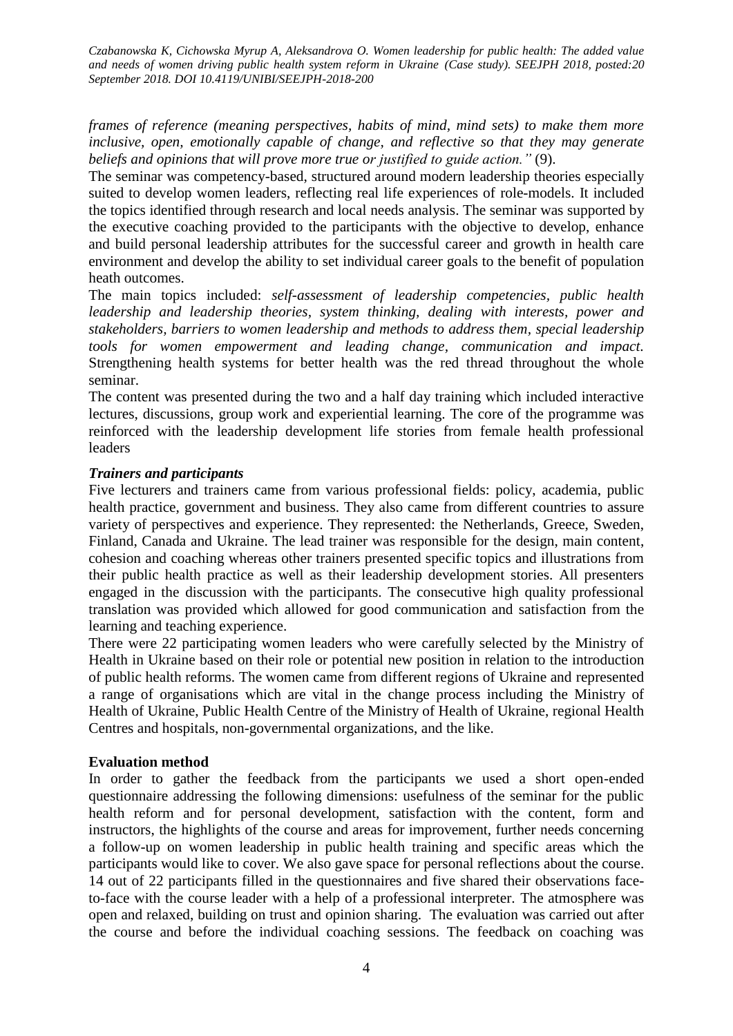*frames of reference (meaning perspectives, habits of mind, mind sets) to make them more inclusive, open, emotionally capable of change, and reflective so that they may generate beliefs and opinions that will prove more true or justified to guide action."* (9).

The seminar was competency-based, structured around modern leadership theories especially suited to develop women leaders, reflecting real life experiences of role-models. It included the topics identified through research and local needs analysis. The seminar was supported by the executive coaching provided to the participants with the objective to develop, enhance and build personal leadership attributes for the successful career and growth in health care environment and develop the ability to set individual career goals to the benefit of population heath outcomes.

The main topics included: *self-assessment of leadership competencies, public health leadership and leadership theories, system thinking, dealing with interests, power and stakeholders, barriers to women leadership and methods to address them, special leadership tools for women empowerment and leading change, communication and impact.* Strengthening health systems for better health was the red thread throughout the whole seminar.

The content was presented during the two and a half day training which included interactive lectures, discussions, group work and experiential learning. The core of the programme was reinforced with the leadership development life stories from female health professional leaders

***Trainers and participants***

Five lecturers and trainers came from various professional fields: policy, academia, public health practice, government and business. They also came from different countries to assure variety of perspectives and experience. They represented: the Netherlands, Greece, Sweden, Finland, Canada and Ukraine. The lead trainer was responsible for the design, main content, cohesion and coaching whereas other trainers presented specific topics and illustrations from their public health practice as well as their leadership development stories. All presenters engaged in the discussion with the participants. The consecutive high quality professional translation was provided which allowed for good communication and satisfaction from the learning and teaching experience.

There were 22 participating women leaders who were carefully selected by the Ministry of Health in Ukraine based on their role or potential new position in relation to the introduction of public health reforms. The women came from different regions of Ukraine and represented a range of organisations which are vital in the change process including the Ministry of Health of Ukraine, Public Health Centre of the Ministry of Health of Ukraine, regional Health Centres and hospitals, non-governmental organizations, and the like.

**Evaluation method**

In order to gather the feedback from the participants we used a short open-ended questionnaire addressing the following dimensions: usefulness of the seminar for the public health reform and for personal development, satisfaction with the content, form and instructors, the highlights of the course and areas for improvement, further needs concerning a follow-up on women leadership in public health training and specific areas which the participants would like to cover. We also gave space for personal reflections about the course. 14 out of 22 participants filled in the questionnaires and five shared their observations face-to-face with the course leader with a help of a professional interpreter. The atmosphere was open and relaxed, building on trust and opinion sharing. The evaluation was carried out after the course and before the individual coaching sessions. The feedback on coaching was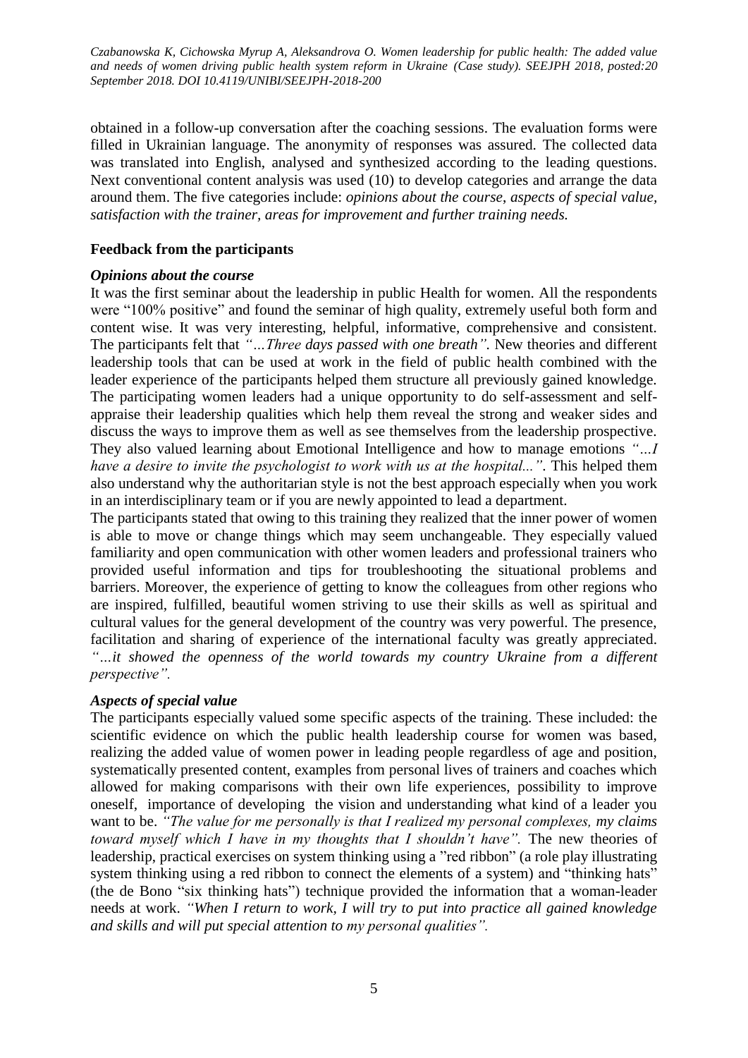obtained in a follow-up conversation after the coaching sessions. The evaluation forms were filled in Ukrainian language. The anonymity of responses was assured. The collected data was translated into English, analysed and synthesized according to the leading questions. Next conventional content analysis was used (10) to develop categories and arrange the data around them. The five categories include: *opinions about the course, aspects of special value, satisfaction with the trainer, areas for improvement and further training needs.*

## Feedback from the participants

### *Opinions about the course*

It was the first seminar about the leadership in public Health for women. All the respondents were "100% positive" and found the seminar of high quality, extremely useful both form and content wise. It was very interesting, helpful, informative, comprehensive and consistent. The participants felt that *"…Three days passed with one breath".* New theories and different leadership tools that can be used at work in the field of public health combined with the leader experience of the participants helped them structure all previously gained knowledge. The participating women leaders had a unique opportunity to do self-assessment and self-appraise their leadership qualities which help them reveal the strong and weaker sides and discuss the ways to improve them as well as see themselves from the leadership prospective. They also valued learning about Emotional Intelligence and how to manage emotions *"…I have a desire to invite the psychologist to work with us at the hospital...".* This helped them also understand why the authoritarian style is not the best approach especially when you work in an interdisciplinary team or if you are newly appointed to lead a department.

The participants stated that owing to this training they realized that the inner power of women is able to move or change things which may seem unchangeable. They especially valued familiarity and open communication with other women leaders and professional trainers who provided useful information and tips for troubleshooting the situational problems and barriers. Moreover, the experience of getting to know the colleagues from other regions who are inspired, fulfilled, beautiful women striving to use their skills as well as spiritual and cultural values for the general development of the country was very powerful. The presence, facilitation and sharing of experience of the international faculty was greatly appreciated. *"…it showed the openness of the world towards my country Ukraine from a different perspective".*

### *Aspects of special value*

The participants especially valued some specific aspects of the training. These included: the scientific evidence on which the public health leadership course for women was based, realizing the added value of women power in leading people regardless of age and position, systematically presented content, examples from personal lives of trainers and coaches which allowed for making comparisons with their own life experiences, possibility to improve oneself, importance of developing the vision and understanding what kind of a leader you want to be. *"The value for me personally is that I realized my personal complexes, my claims toward myself which I have in my thoughts that I shouldn't have".* The new theories of leadership, practical exercises on system thinking using a "red ribbon" (a role play illustrating system thinking using a red ribbon to connect the elements of a system) and "thinking hats" (the de Bono "six thinking hats") technique provided the information that a woman-leader needs at work. *"When I return to work, I will try to put into practice all gained knowledge and skills and will put special attention to my personal qualities".*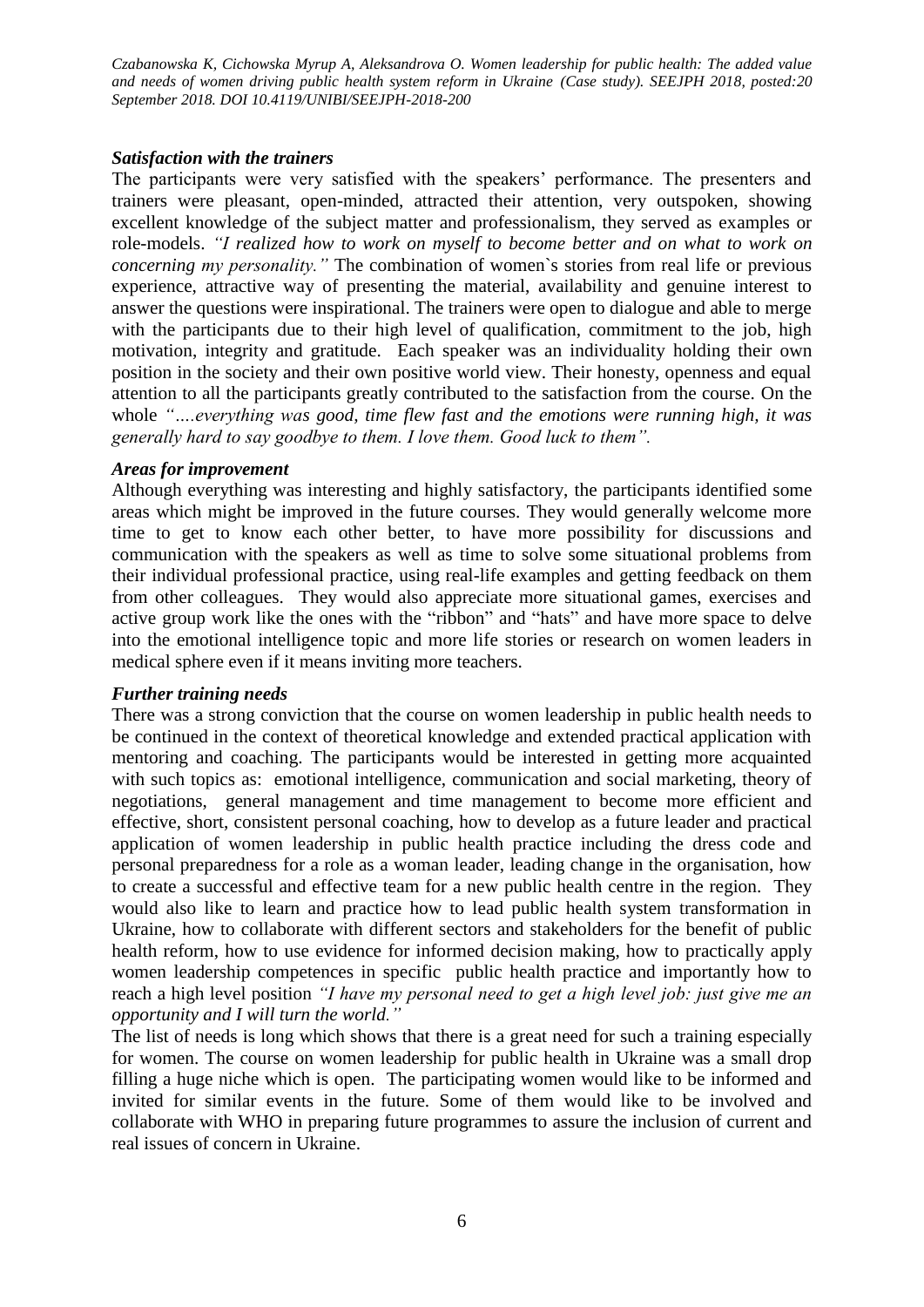### *Satisfaction with the trainers*

The participants were very satisfied with the speakers' performance. The presenters and trainers were pleasant, open-minded, attracted their attention, very outspoken, showing excellent knowledge of the subject matter and professionalism, they served as examples or role-models. *"I realized how to work on myself to become better and on what to work on concerning my personality."* The combination of women`s stories from real life or previous experience, attractive way of presenting the material, availability and genuine interest to answer the questions were inspirational. The trainers were open to dialogue and able to merge with the participants due to their high level of qualification, commitment to the job, high motivation, integrity and gratitude. Each speaker was an individuality holding their own position in the society and their own positive world view. Their honesty, openness and equal attention to all the participants greatly contributed to the satisfaction from the course. On the whole *"….everything was good, time flew fast and the emotions were running high, it was generally hard to say goodbye to them. I love them. Good luck to them".*

### *Areas for improvement*

Although everything was interesting and highly satisfactory, the participants identified some areas which might be improved in the future courses. They would generally welcome more time to get to know each other better, to have more possibility for discussions and communication with the speakers as well as time to solve some situational problems from their individual professional practice, using real-life examples and getting feedback on them from other colleagues. They would also appreciate more situational games, exercises and active group work like the ones with the "ribbon" and "hats" and have more space to delve into the emotional intelligence topic and more life stories or research on women leaders in medical sphere even if it means inviting more teachers.

### *Further training needs*

There was a strong conviction that the course on women leadership in public health needs to be continued in the context of theoretical knowledge and extended practical application with mentoring and coaching. The participants would be interested in getting more acquainted with such topics as: emotional intelligence, communication and social marketing, theory of negotiations, general management and time management to become more efficient and effective, short, consistent personal coaching, how to develop as a future leader and practical application of women leadership in public health practice including the dress code and personal preparedness for a role as a woman leader, leading change in the organisation, how to create a successful and effective team for a new public health centre in the region. They would also like to learn and practice how to lead public health system transformation in Ukraine, how to collaborate with different sectors and stakeholders for the benefit of public health reform, how to use evidence for informed decision making, how to practically apply women leadership competences in specific public health practice and importantly how to reach a high level position *"I have my personal need to get a high level job: just give me an opportunity and I will turn the world."*

The list of needs is long which shows that there is a great need for such a training especially for women. The course on women leadership for public health in Ukraine was a small drop filling a huge niche which is open. The participating women would like to be informed and invited for similar events in the future. Some of them would like to be involved and collaborate with WHO in preparing future programmes to assure the inclusion of current and real issues of concern in Ukraine.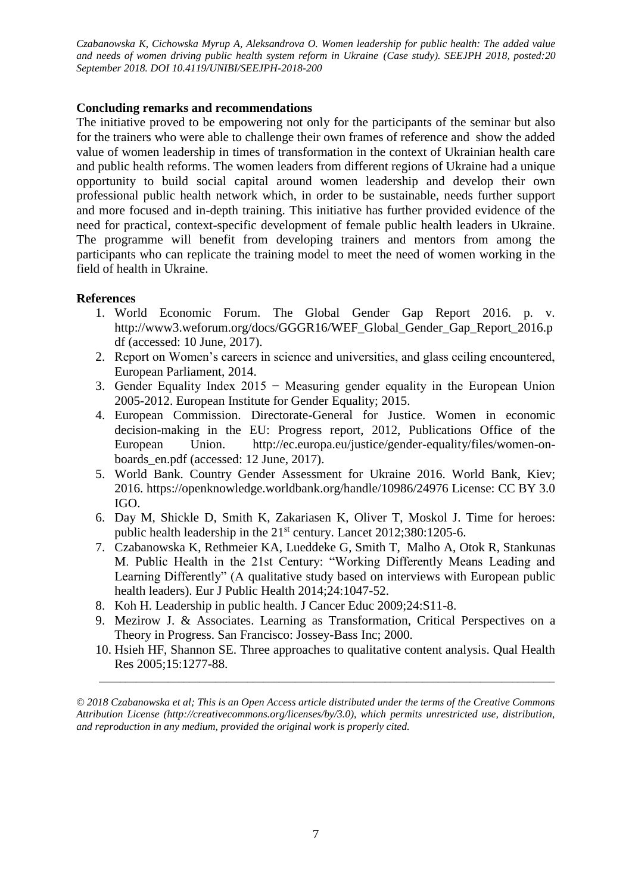**Concluding remarks and recommendations**

The initiative proved to be empowering not only for the participants of the seminar but also for the trainers who were able to challenge their own frames of reference and show the added value of women leadership in times of transformation in the context of Ukrainian health care and public health reforms. The women leaders from different regions of Ukraine had a unique opportunity to build social capital around women leadership and develop their own professional public health network which, in order to be sustainable, needs further support and more focused and in-depth training. This initiative has further provided evidence of the need for practical, context-specific development of female public health leaders in Ukraine. The programme will benefit from developing trainers and mentors from among the participants who can replicate the training model to meet the need of women working in the field of health in Ukraine.

**References**

1. World Economic Forum. The Global Gender Gap Report 2016. p. v. http://www3.weforum.org/docs/GGGR16/WEF_Global_Gender_Gap_Report_2016.pdf (accessed: 10 June, 2017).
2. Report on Women's careers in science and universities, and glass ceiling encountered, European Parliament, 2014.
3. Gender Equality Index 2015 − Measuring gender equality in the European Union 2005-2012. European Institute for Gender Equality; 2015.
4. European Commission. Directorate-General for Justice. Women in economic decision-making in the EU: Progress report, 2012, Publications Office of the European Union. http://ec.europa.eu/justice/gender-equality/files/women-on-boards_en.pdf (accessed: 12 June, 2017).
5. World Bank. Country Gender Assessment for Ukraine 2016. World Bank, Kiev; 2016. https://openknowledge.worldbank.org/handle/10986/24976 License: CC BY 3.0 IGO.
6. Day M, Shickle D, Smith K, Zakariasen K, Oliver T, Moskol J. Time for heroes: public health leadership in the 21st century. Lancet 2012;380:1205-6.
7. Czabanowska K, Rethmeier KA, Lueddeke G, Smith T, Malho A, Otok R, Stankunas M. Public Health in the 21st Century: "Working Differently Means Leading and Learning Differently" (A qualitative study based on interviews with European public health leaders). Eur J Public Health 2014;24:1047-52.
8. Koh H. Leadership in public health. J Cancer Educ 2009;24:S11-8.
9. Mezirow J. & Associates. Learning as Transformation, Critical Perspectives on a Theory in Progress. San Francisco: Jossey-Bass Inc; 2000.
10. Hsieh HF, Shannon SE. Three approaches to qualitative content analysis. Qual Health Res 2005;15:1277-88.

*© 2018 Czabanowska et al; This is an Open Access article distributed under the terms of the Creative Commons Attribution License (http://creativecommons.org/licenses/by/3.0), which permits unrestricted use, distribution, and reproduction in any medium, provided the original work is properly cited.*